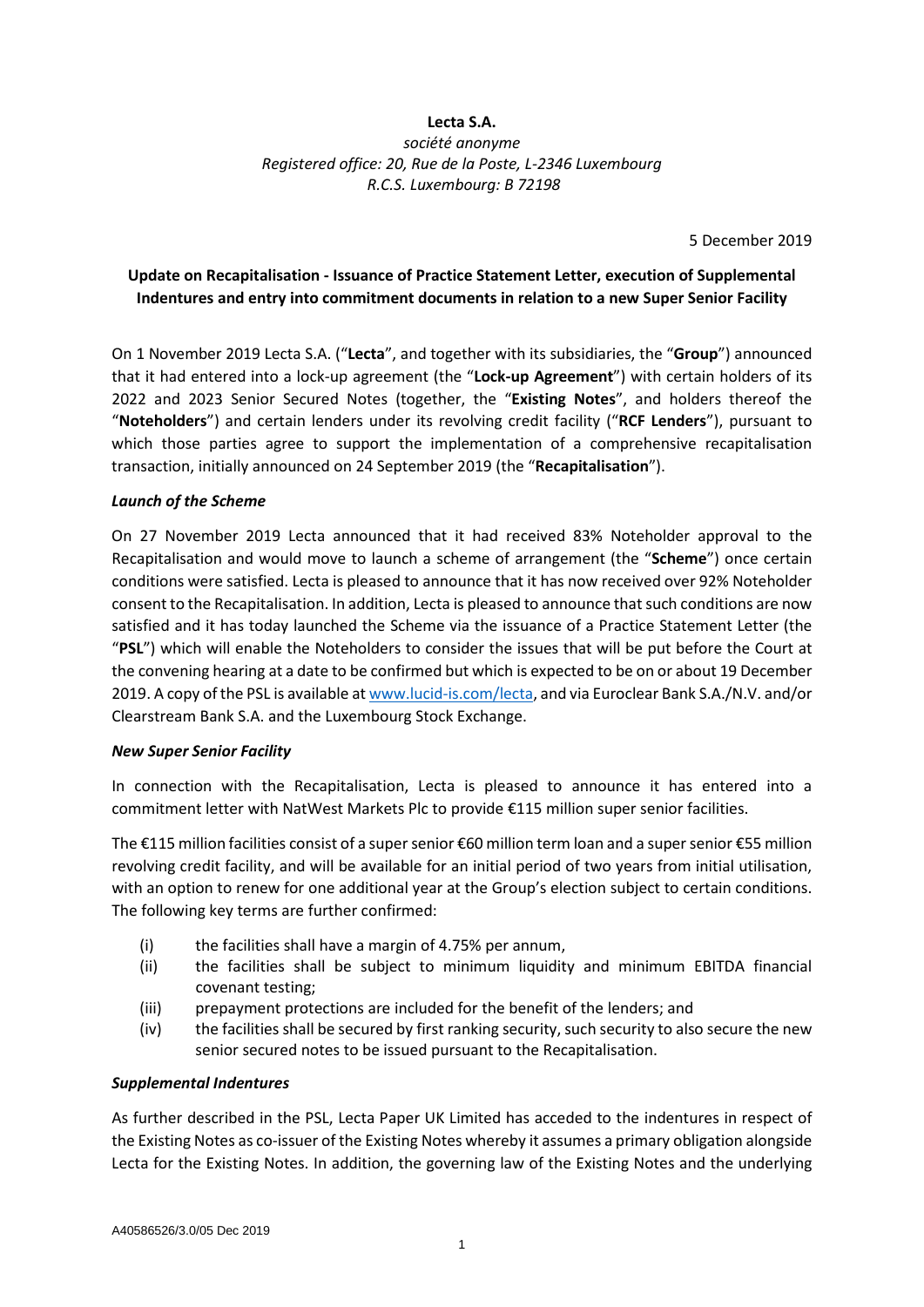**Lecta S.A.**

*société anonyme*
*Registered office: 20, Rue de la Poste, L-2346 Luxembourg*
*R.C.S. Luxembourg: B 72198*

5 December 2019

**Update on Recapitalisation - Issuance of Practice Statement Letter, execution of Supplemental Indentures and entry into commitment documents in relation to a new Super Senior Facility**

On 1 November 2019 Lecta S.A. ("**Lecta**", and together with its subsidiaries, the "**Group**") announced that it had entered into a lock-up agreement (the "**Lock-up Agreement**") with certain holders of its 2022 and 2023 Senior Secured Notes (together, the "**Existing Notes**", and holders thereof the "**Noteholders**") and certain lenders under its revolving credit facility ("**RCF Lenders**"), pursuant to which those parties agree to support the implementation of a comprehensive recapitalisation transaction, initially announced on 24 September 2019 (the "**Recapitalisation**").

***Launch of the Scheme***

On 27 November 2019 Lecta announced that it had received 83% Noteholder approval to the Recapitalisation and would move to launch a scheme of arrangement (the "**Scheme**") once certain conditions were satisfied. Lecta is pleased to announce that it has now received over 92% Noteholder consent to the Recapitalisation. In addition, Lecta is pleased to announce that such conditions are now satisfied and it has today launched the Scheme via the issuance of a Practice Statement Letter (the "**PSL**") which will enable the Noteholders to consider the issues that will be put before the Court at the convening hearing at a date to be confirmed but which is expected to be on or about 19 December 2019. A copy of the PSL is available at www.lucid-is.com/lecta, and via Euroclear Bank S.A./N.V. and/or Clearstream Bank S.A. and the Luxembourg Stock Exchange.

***New Super Senior Facility***

In connection with the Recapitalisation, Lecta is pleased to announce it has entered into a commitment letter with NatWest Markets Plc to provide €115 million super senior facilities.

The €115 million facilities consist of a super senior €60 million term loan and a super senior €55 million revolving credit facility, and will be available for an initial period of two years from initial utilisation, with an option to renew for one additional year at the Group's election subject to certain conditions. The following key terms are further confirmed:

(i) the facilities shall have a margin of 4.75% per annum,
(ii) the facilities shall be subject to minimum liquidity and minimum EBITDA financial covenant testing;
(iii) prepayment protections are included for the benefit of the lenders; and
(iv) the facilities shall be secured by first ranking security, such security to also secure the new senior secured notes to be issued pursuant to the Recapitalisation.

***Supplemental Indentures***

As further described in the PSL, Lecta Paper UK Limited has acceded to the indentures in respect of the Existing Notes as co-issuer of the Existing Notes whereby it assumes a primary obligation alongside Lecta for the Existing Notes. In addition, the governing law of the Existing Notes and the underlying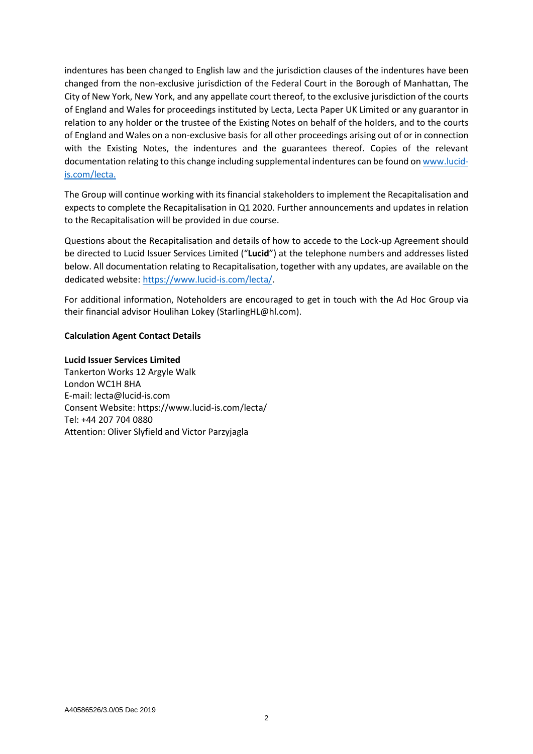indentures has been changed to English law and the jurisdiction clauses of the indentures have been changed from the non-exclusive jurisdiction of the Federal Court in the Borough of Manhattan, The City of New York, New York, and any appellate court thereof, to the exclusive jurisdiction of the courts of England and Wales for proceedings instituted by Lecta, Lecta Paper UK Limited or any guarantor in relation to any holder or the trustee of the Existing Notes on behalf of the holders, and to the courts of England and Wales on a non-exclusive basis for all other proceedings arising out of or in connection with the Existing Notes, the indentures and the guarantees thereof. Copies of the relevant documentation relating to this change including supplemental indentures can be found on [www.lucid-is.com/lecta.](www.lucid-is.com/lecta)

The Group will continue working with its financial stakeholders to implement the Recapitalisation and expects to complete the Recapitalisation in Q1 2020. Further announcements and updates in relation to the Recapitalisation will be provided in due course.

Questions about the Recapitalisation and details of how to accede to the Lock-up Agreement should be directed to Lucid Issuer Services Limited ("**Lucid**") at the telephone numbers and addresses listed below. All documentation relating to Recapitalisation, together with any updates, are available on the dedicated website: [https://www.lucid-is.com/lecta/](https://www.lucid-is.com/lecta/).

For additional information, Noteholders are encouraged to get in touch with the Ad Hoc Group via their financial advisor Houlihan Lokey (StarlingHL@hl.com).

**Calculation Agent Contact Details**

**Lucid Issuer Services Limited**
Tankerton Works 12 Argyle Walk
London WC1H 8HA
E-mail: lecta@lucid-is.com
Consent Website: https://www.lucid-is.com/lecta/
Tel: +44 207 704 0880
Attention: Oliver Slyfield and Victor Parzyjagla

A40586526/3.0/05 Dec 2019